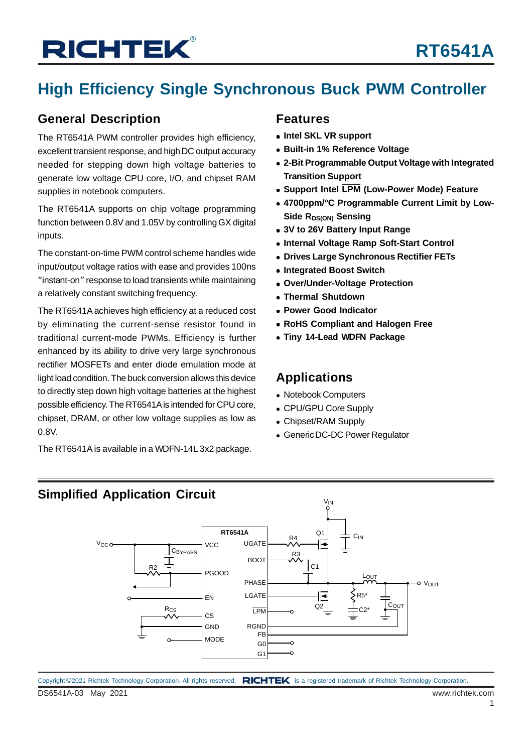# RT6541A

## High Efficiency Single Synchronous Buck PWM Controller

## General Description

The RT6541A PWM controller provides high efficiency, excellent transient response, and high DC output accuracy needed for stepping down high voltage batteries to generate low voltage CPU core, I/O, and chipset RAM supplies in notebook computers.

The RT6541A supports on chip voltage programming function between 0.8V and 1.05V by controlling GX digital inputs.

The constant-on-time PWM control scheme handles wide input/output voltage ratios with ease and provides 100ns "instant-on" response to load transients while maintaining a relatively constant switching frequency.

The RT6541A achieves high efficiency at a reduced cost by eliminating the current-sense resistor found in traditional current-mode PWMs. Efficiency is further enhanced by its ability to drive very large synchronous rectifier MOSFETs and enter diode emulation mode at light load condition. The buck conversion allows this device to directly step down high voltage batteries at the highest possible efficiency. The RT6541A is intended for CPU core, chipset, DRAM, or other low voltage supplies as low as 0.8V.

The RT6541A is available in a WDFN-14L 3x2 package.

## Features

- **Intel SKL VR support**
- **Built-in 1% Reference Voltage**
- **2-Bit Programmable Output Voltage with Integrated Transition Support**
- **Support Intel $\overline{\text{LPM}}$ (Low-Power Mode) Feature**
- **4700ppm/°C Programmable Current Limit by Low-Side $R_{DS(ON)}$ Sensing**
- **3V to 26V Battery Input Range**
- **Internal Voltage Ramp Soft-Start Control**
- **Drives Large Synchronous Rectifier FETs**
- **Integrated Boost Switch**
- **Over/Under-Voltage Protection**
- **Thermal Shutdown**
- **Power Good Indicator**
- **RoHS Compliant and Halogen Free**
- **Tiny 14-Lead WDFN Package**

## Applications

- Notebook Computers
- CPU/GPU Core Supply
- Chipset/RAM Supply
- Generic DC-DC Power Regulator

## Simplified Application Circuit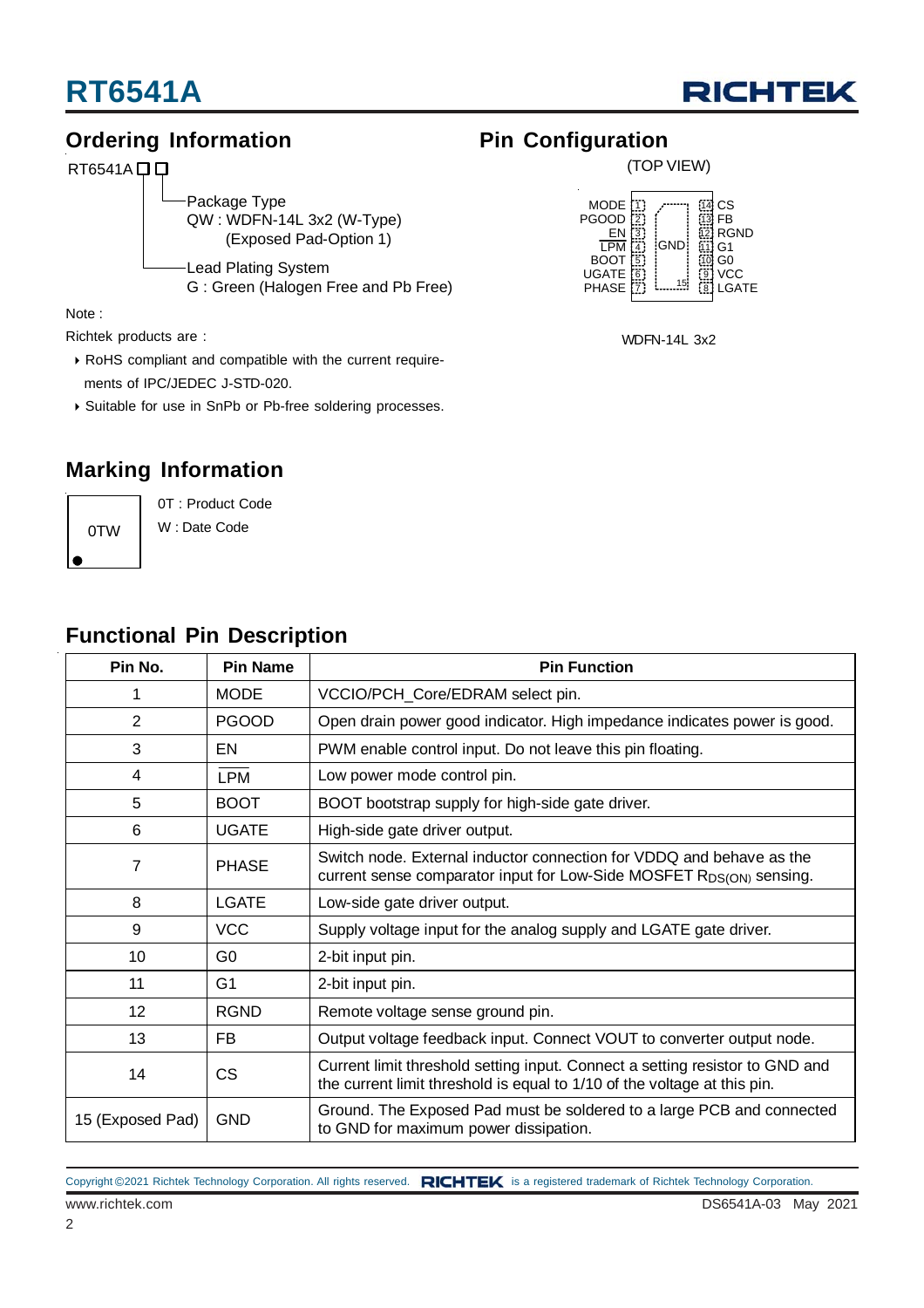## Ordering Information

RT6541A □□

- Package Type
  QW : WDFN-14L 3x2 (W-Type)
  (Exposed Pad-Option 1)
- Lead Plating System
  G : Green (Halogen Free and Pb Free)

Note :

Richtek products are :

- RoHS compliant and compatible with the current requirements of IPC/JEDEC J-STD-020.
- Suitable for use in SnPb or Pb-free soldering processes.

## Pin Configuration

(TOP VIEW)

MODE 1, PGOOD 2, EN 3, LPM 4, BOOT 5, UGATE 6, PHASE 7, LGATE 8, VCC 9, G0 10, G1 11, RGND 12, FB 13, CS 14, GND 15

WDFN-14L 3x2

## Marking Information

0TW

0T : Product Code

W : Date Code

## Functional Pin Description

| Pin No. | Pin Name | Pin Function |
|---|---|---|
| 1 | MODE | VCCIO/PCH_Core/EDRAM select pin. |
| 2 | PGOOD | Open drain power good indicator. High impedance indicates power is good. |
| 3 | EN | PWM enable control input. Do not leave this pin floating. |
| 4 | LPM | Low power mode control pin. |
| 5 | BOOT | BOOT bootstrap supply for high-side gate driver. |
| 6 | UGATE | High-side gate driver output. |
| 7 | PHASE | Switch node. External inductor connection for VDDQ and behave as the current sense comparator input for Low-Side MOSFET $R_{DS(ON)}$ sensing. |
| 8 | LGATE | Low-side gate driver output. |
| 9 | VCC | Supply voltage input for the analog supply and LGATE gate driver. |
| 10 | G0 | 2-bit input pin. |
| 11 | G1 | 2-bit input pin. |
| 12 | RGND | Remote voltage sense ground pin. |
| 13 | FB | Output voltage feedback input. Connect VOUT to converter output node. |
| 14 | CS | Current limit threshold setting input. Connect a setting resistor to GND and the current limit threshold is equal to 1/10 of the voltage at this pin. |
| 15 (Exposed Pad) | GND | Ground. The Exposed Pad must be soldered to a large PCB and connected to GND for maximum power dissipation. |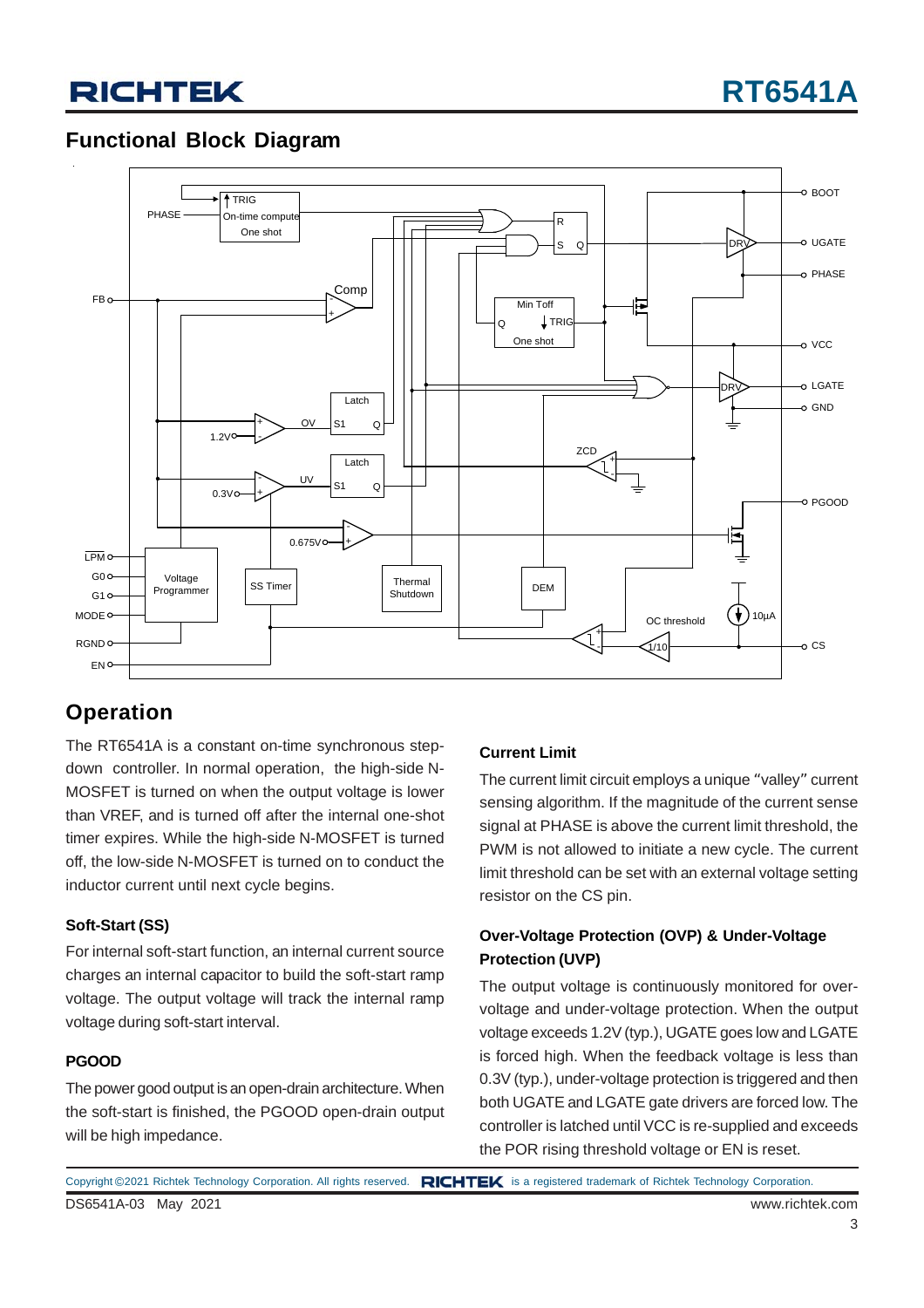## Functional Block Diagram

TRIG
PHASE
On-time compute
One shot
R
S Q
BOOT
UGATE
PHASE
DRV
FB
Comp
Min Toff
Q TRIG
One shot
VCC
LGATE
GND
DRV
Latch
OV S1 Q
1.2V
Latch
UV S1 Q
0.3V
ZCD
PGOOD
0.675V
LPM
G0
G1
MODE
RGND
EN
Voltage Programmer
SS Timer
Thermal Shutdown
DEM
OC threshold
10μA
1/10
CS

## Operation

The RT6541A is a constant on-time synchronous step-down controller. In normal operation, the high-side N-MOSFET is turned on when the output voltage is lower than VREF, and is turned off after the internal one-shot timer expires. While the high-side N-MOSFET is turned off, the low-side N-MOSFET is turned on to conduct the inductor current until next cycle begins.

### Soft-Start (SS)

For internal soft-start function, an internal current source charges an internal capacitor to build the soft-start ramp voltage. The output voltage will track the internal ramp voltage during soft-start interval.

### PGOOD

The power good output is an open-drain architecture. When the soft-start is finished, the PGOOD open-drain output will be high impedance.

### Current Limit

The current limit circuit employs a unique "valley" current sensing algorithm. If the magnitude of the current sense signal at PHASE is above the current limit threshold, the PWM is not allowed to initiate a new cycle. The current limit threshold can be set with an external voltage setting resistor on the CS pin.

### Over-Voltage Protection (OVP) & Under-Voltage Protection (UVP)

The output voltage is continuously monitored for over-voltage and under-voltage protection. When the output voltage exceeds 1.2V (typ.), UGATE goes low and LGATE is forced high. When the feedback voltage is less than 0.3V (typ.), under-voltage protection is triggered and then both UGATE and LGATE gate drivers are forced low. The controller is latched until VCC is re-supplied and exceeds the POR rising threshold voltage or EN is reset.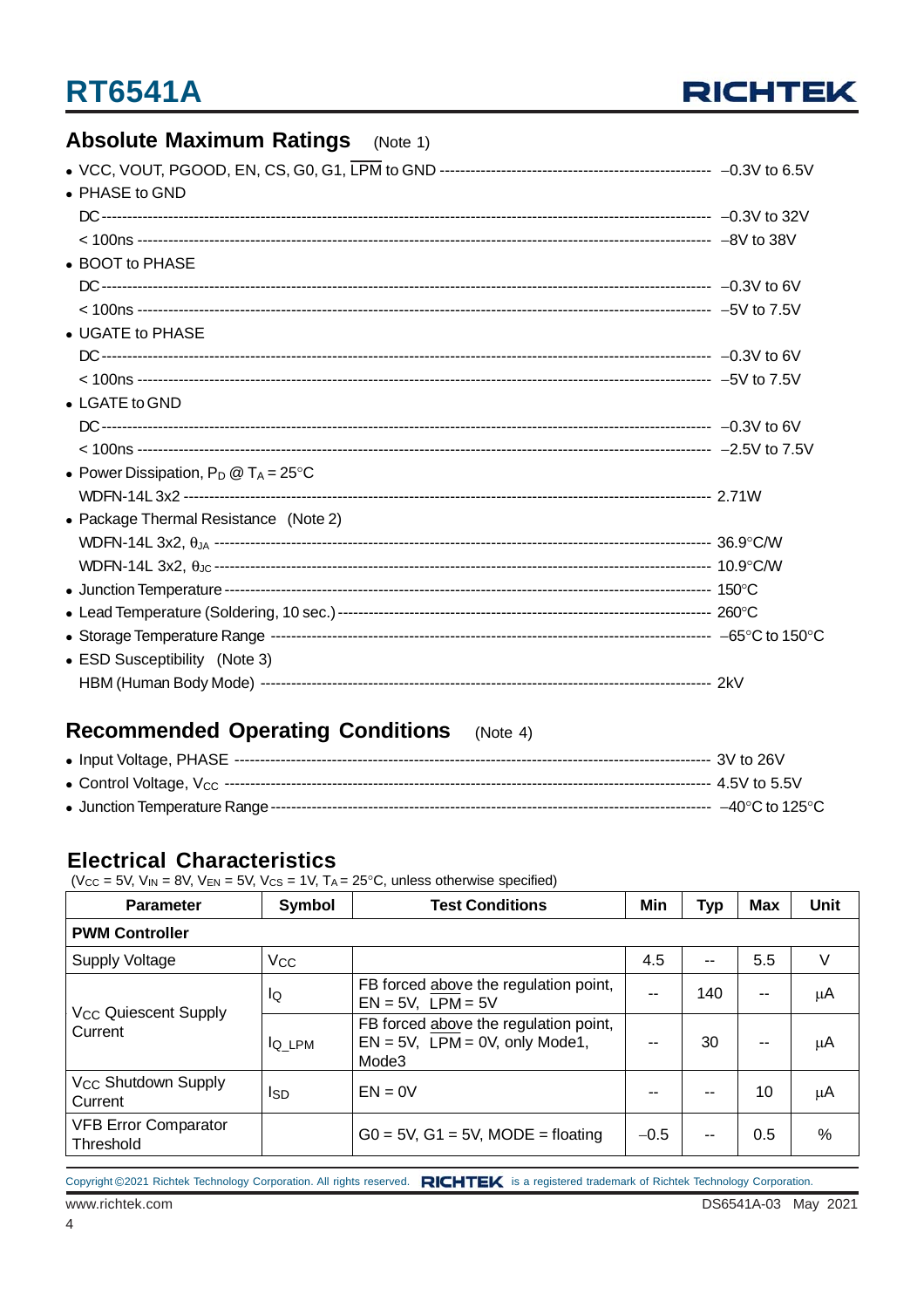## Absolute Maximum Ratings (Note 1)

- VCC, VOUT, PGOOD, EN, CS, G0, G1, $\overline{LPM}$ to GND ---------- −0.3V to 6.5V
- PHASE to GND
  - DC ---------- −0.3V to 32V
  - < 100ns ---------- −8V to 38V
- BOOT to PHASE
  - DC ---------- −0.3V to 6V
  - < 100ns ---------- −5V to 7.5V
- UGATE to PHASE
  - DC ---------- −0.3V to 6V
  - < 100ns ---------- −5V to 7.5V
- LGATE to GND
  - DC ---------- −0.3V to 6V
  - < 100ns ---------- −2.5V to 7.5V
- Power Dissipation, $P_D$ @ $T_A$ = 25°C
  - WDFN-14L 3x2 ---------- 2.71W
- Package Thermal Resistance (Note 2)
  - WDFN-14L 3x2, $\theta_{JA}$ ---------- 36.9°C/W
  - WDFN-14L 3x2, $\theta_{JC}$ ---------- 10.9°C/W
- Junction Temperature ---------- 150°C
- Lead Temperature (Soldering, 10 sec.) ---------- 260°C
- Storage Temperature Range ---------- −65°C to 150°C
- ESD Susceptibility (Note 3)
  - HBM (Human Body Mode) ---------- 2kV

## Recommended Operating Conditions (Note 4)

- Input Voltage, PHASE ---------- 3V to 26V
- Control Voltage, $V_{CC}$ ---------- 4.5V to 5.5V
- Junction Temperature Range ---------- −40°C to 125°C

## Electrical Characteristics

($V_{CC}$ = 5V, $V_{IN}$ = 8V, $V_{EN}$ = 5V, $V_{CS}$ = 1V, $T_A$ = 25°C, unless otherwise specified)

| Parameter | Symbol | Test Conditions | Min | Typ | Max | Unit |
|---|---|---|---|---|---|---|
| **PWM Controller** | | | | | | |
| Supply Voltage | $V_{CC}$ | | 4.5 | -- | 5.5 | V |
| $V_{CC}$ Quiescent Supply Current | $I_Q$ | FB forced above the regulation point, EN = 5V, $\overline{LPM}$ = 5V | -- | 140 | -- | μA |
| | $I_{Q\_LPM}$ | FB forced above the regulation point, EN = 5V, $\overline{LPM}$ = 0V, only Mode1, Mode3 | -- | 30 | -- | μA |
| $V_{CC}$ Shutdown Supply Current | $I_{SD}$ | EN = 0V | -- | -- | 10 | μA |
| VFB Error Comparator Threshold | | G0 = 5V, G1 = 5V, MODE = floating | −0.5 | -- | 0.5 | % |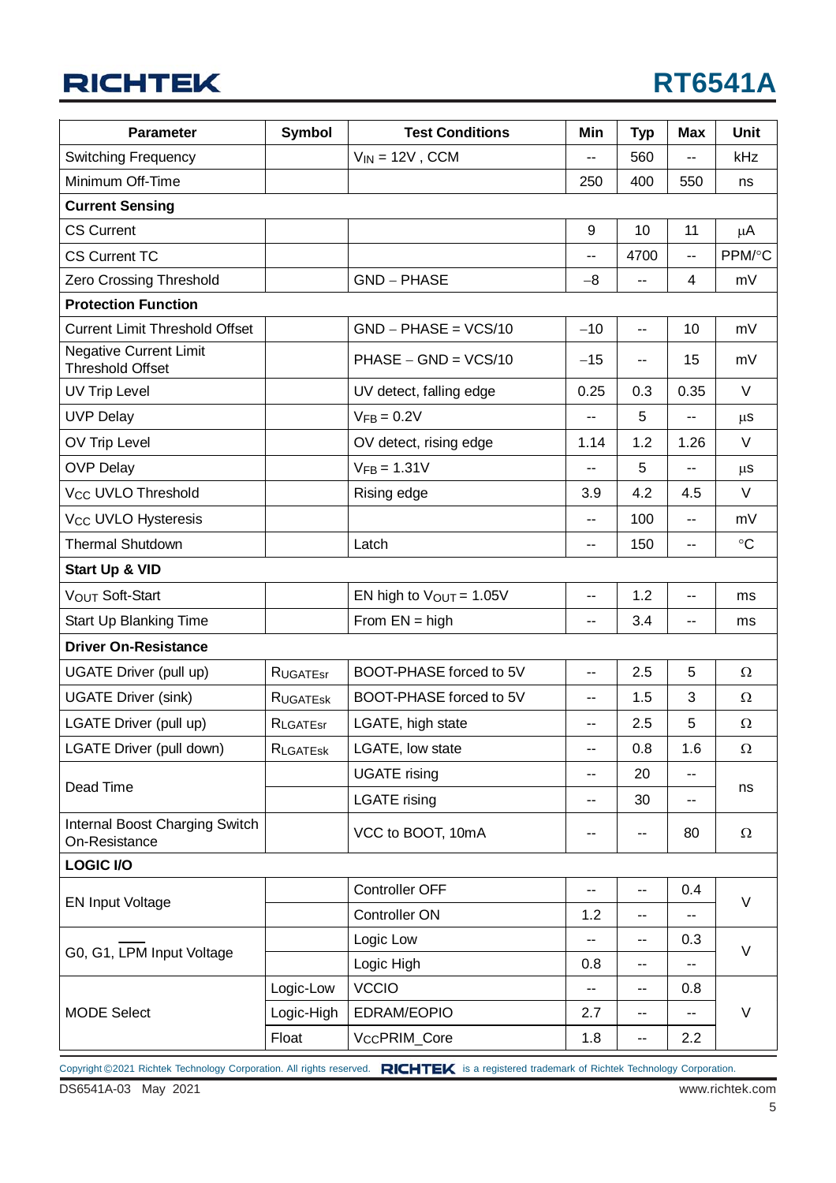| Parameter | Symbol | Test Conditions | Min | Typ | Max | Unit |
|---|---|---|---|---|---|---|
| Switching Frequency | | $V_{IN}$ = 12V , CCM | -- | 560 | -- | kHz |
| Minimum Off-Time | | | 250 | 400 | 550 | ns |
| **Current Sensing** | | | | | | |
| CS Current | | | 9 | 10 | 11 | μA |
| CS Current TC | | | -- | 4700 | -- | PPM/°C |
| Zero Crossing Threshold | | GND − PHASE | −8 | -- | 4 | mV |
| **Protection Function** | | | | | | |
| Current Limit Threshold Offset | | GND − PHASE = VCS/10 | −10 | -- | 10 | mV |
| Negative Current Limit Threshold Offset | | PHASE − GND = VCS/10 | −15 | -- | 15 | mV |
| UV Trip Level | | UV detect, falling edge | 0.25 | 0.3 | 0.35 | V |
| UVP Delay | | $V_{FB}$ = 0.2V | -- | 5 | -- | μs |
| OV Trip Level | | OV detect, rising edge | 1.14 | 1.2 | 1.26 | V |
| OVP Delay | | $V_{FB}$ = 1.31V | -- | 5 | -- | μs |
| $V_{CC}$ UVLO Threshold | | Rising edge | 3.9 | 4.2 | 4.5 | V |
| $V_{CC}$ UVLO Hysteresis | | | -- | 100 | -- | mV |
| Thermal Shutdown | | Latch | -- | 150 | -- | °C |
| **Start Up & VID** | | | | | | |
| $V_{OUT}$ Soft-Start | | EN high to $V_{OUT}$ = 1.05V | -- | 1.2 | -- | ms |
| Start Up Blanking Time | | From EN = high | -- | 3.4 | -- | ms |
| **Driver On-Resistance** | | | | | | |
| UGATE Driver (pull up) | $R_{UGATEsr}$ | BOOT-PHASE forced to 5V | -- | 2.5 | 5 | Ω |
| UGATE Driver (sink) | $R_{UGATEsk}$ | BOOT-PHASE forced to 5V | -- | 1.5 | 3 | Ω |
| LGATE Driver (pull up) | $R_{LGATEsr}$ | LGATE, high state | -- | 2.5 | 5 | Ω |
| LGATE Driver (pull down) | $R_{LGATEsk}$ | LGATE, low state | -- | 0.8 | 1.6 | Ω |
| Dead Time | | UGATE rising | -- | 20 | -- | ns |
| | | LGATE rising | -- | 30 | -- | |
| Internal Boost Charging Switch On-Resistance | | VCC to BOOT, 10mA | -- | -- | 80 | Ω |
| **LOGIC I/O** | | | | | | |
| EN Input Voltage | | Controller OFF | -- | -- | 0.4 | V |
| | | Controller ON | 1.2 | -- | -- | |
| G0, G1, $\overline{LPM}$ Input Voltage | | Logic Low | -- | -- | 0.3 | V |
| | | Logic High | 0.8 | -- | -- | |
| MODE Select | Logic-Low | VCCIO | -- | -- | 0.8 | V |
| | Logic-High | EDRAM/EOPIO | 2.7 | -- | -- | |
| | Float | $V_{CC}$PRIM_Core | 1.8 | -- | 2.2 | |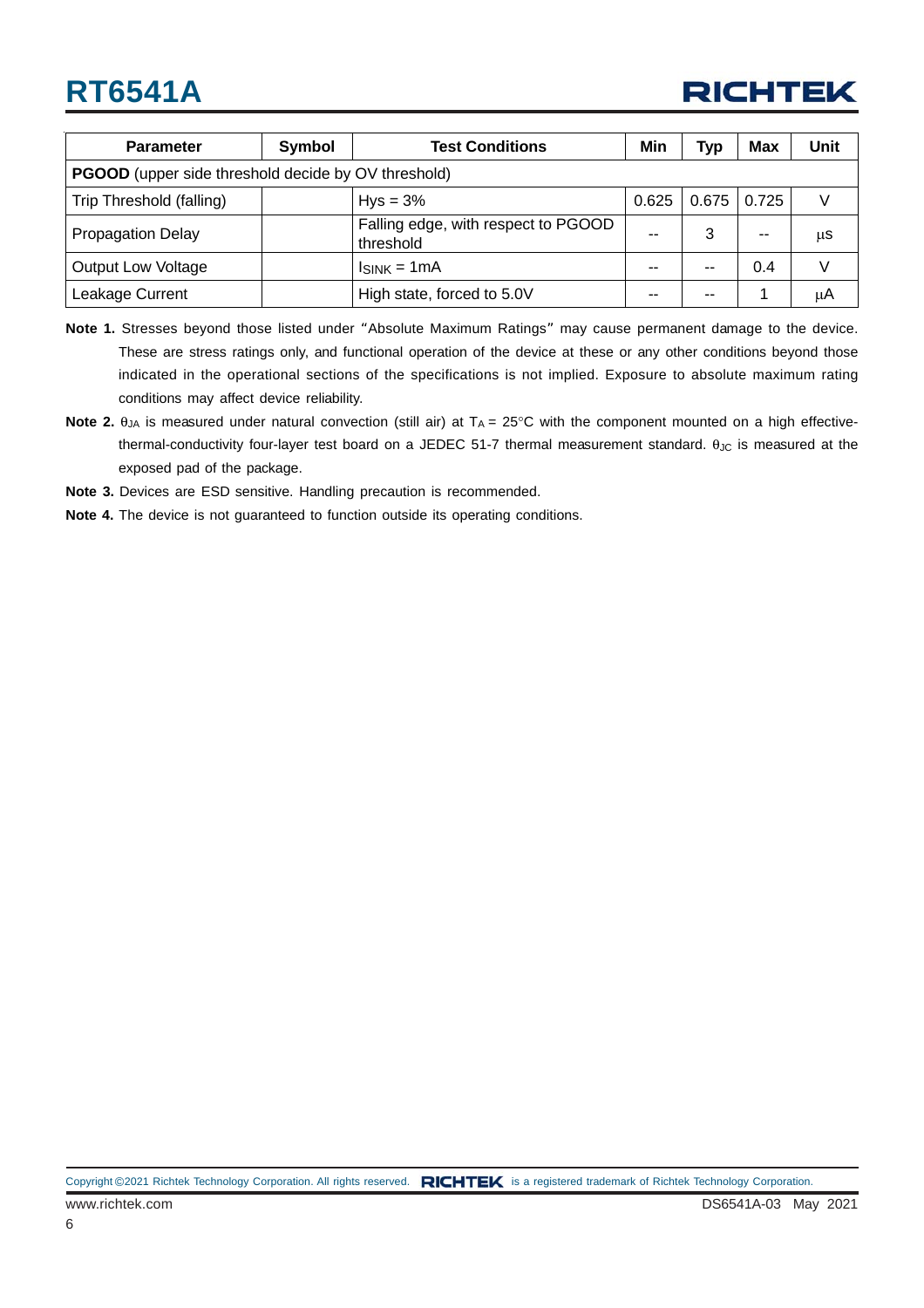| Parameter | Symbol | Test Conditions | Min | Typ | Max | Unit |
|---|---|---|---|---|---|---|
| **PGOOD** (upper side threshold decide by OV threshold) | | | | | | |
| Trip Threshold (falling) | | Hys = 3% | 0.625 | 0.675 | 0.725 | V |
| Propagation Delay | | Falling edge, with respect to PGOOD threshold | -- | 3 | -- | μs |
| Output Low Voltage | | $I_{SINK}$ = 1mA | -- | -- | 0.4 | V |
| Leakage Current | | High state, forced to 5.0V | -- | -- | 1 | μA |

**Note 1.** Stresses beyond those listed under "Absolute Maximum Ratings" may cause permanent damage to the device. These are stress ratings only, and functional operation of the device at these or any other conditions beyond those indicated in the operational sections of the specifications is not implied. Exposure to absolute maximum rating conditions may affect device reliability.

**Note 2.** $\theta_{JA}$ is measured under natural convection (still air) at $T_A$ = 25°C with the component mounted on a high effective-thermal-conductivity four-layer test board on a JEDEC 51-7 thermal measurement standard. $\theta_{JC}$ is measured at the exposed pad of the package.

**Note 3.** Devices are ESD sensitive. Handling precaution is recommended.

**Note 4.** The device is not guaranteed to function outside its operating conditions.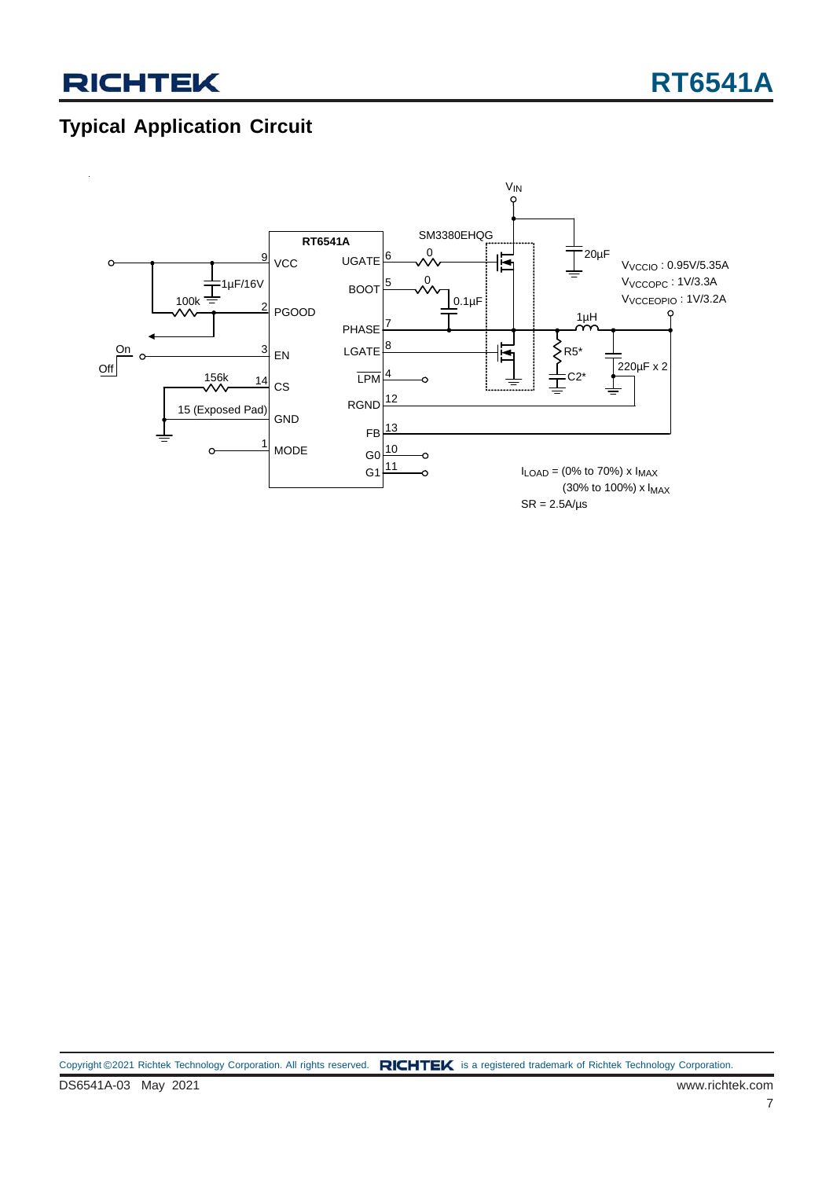## Typical Application Circuit

$V_{IN}$

SM3380EHQG

RT6541A

9 VCC

2 PGOOD

3 EN

14 CS

15 (Exposed Pad) GND

1 MODE

UGATE 6

BOOT 5

PHASE 7

LGATE 8

$\overline{LPM}$ 4

RGND 12

FB 13

G0 10

G1 11

1µF/16V

100k

On

Off

156k

0

0

0.1µF

20µF

1µH

R5*

C2*

220µF x 2

$V_{VCCIO}$ : 0.95V/5.35A

$V_{VCCOPC}$ : 1V/3.3A

$V_{VCCEOPIO}$ : 1V/3.2A

$I_{LOAD}$ = (0% to 70%) x $I_{MAX}$

(30% to 100%) x $I_{MAX}$

SR = 2.5A/µs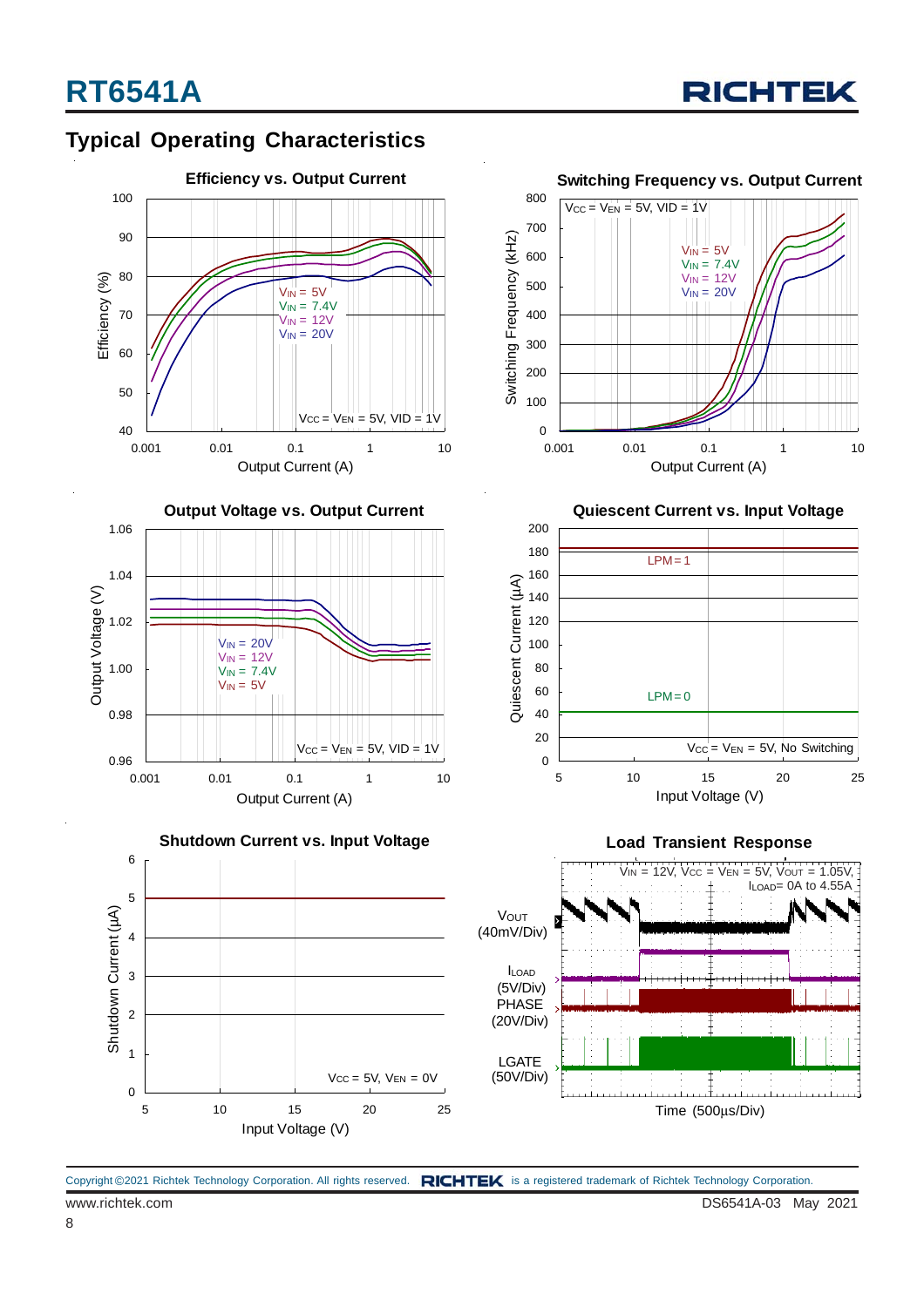## Typical Operating Characteristics

**Efficiency vs. Output Current**

Efficiency (%)

100
90
80
70
60
50
40

0.001 0.01 0.1 1 10

Output Current (A)

$V_{IN}$ = 5V
$V_{IN}$ = 7.4V
$V_{IN}$ = 12V
$V_{IN}$ = 20V

$V_{CC}$ = $V_{EN}$ = 5V, VID = 1V

**Switching Frequency vs. Output Current**

Switching Frequency (kHz)

800
700
600
500
400
300
200
100
0

0.001 0.01 0.1 1 10

Output Current (A)

$V_{CC}$ = $V_{EN}$ = 5V, VID = 1V

$V_{IN}$ = 5V
$V_{IN}$ = 7.4V
$V_{IN}$ = 12V
$V_{IN}$ = 20V

**Output Voltage vs. Output Current**

Output Voltage (V)

1.06
1.04
1.02
1.00
0.98
0.96

0.001 0.01 0.1 1 10

Output Current (A)

$V_{IN}$ = 20V
$V_{IN}$ = 12V
$V_{IN}$ = 7.4V
$V_{IN}$ = 5V

$V_{CC}$ = $V_{EN}$ = 5V, VID = 1V

**Quiescent Current vs. Input Voltage**

Quiescent Current (µA)

200
180
160
140
120
100
80
60
40
20
0

5 10 15 20 25

Input Voltage (V)

LPM = 1

LPM = 0

$V_{CC}$ = $V_{EN}$ = 5V, No Switching

**Shutdown Current vs. Input Voltage**

Shutdown Current (µA)

6
5
4
3
2
1
0

5 10 15 20 25

Input Voltage (V)

$V_{CC}$ = 5V, $V_{EN}$ = 0V

**Load Transient Response**

$V_{IN}$ = 12V, $V_{CC}$ = $V_{EN}$ = 5V, $V_{OUT}$ = 1.05V,
$I_{LOAD}$= 0A to 4.55A

$V_{OUT}$
(40mV/Div)

$I_{LOAD}$
(5V/Div)

PHASE
(20V/Div)

LGATE
(50V/Div)

Time (500µs/Div)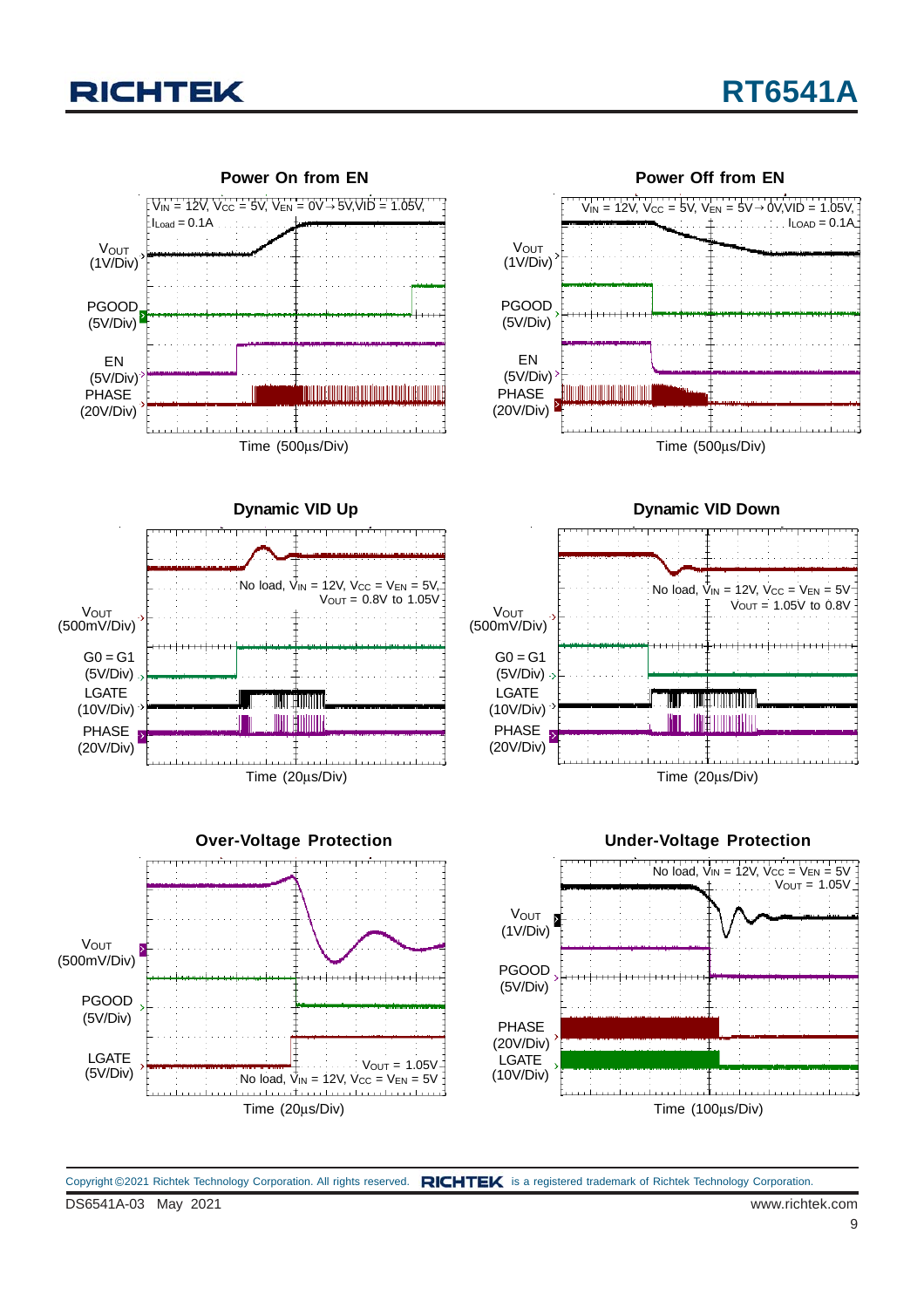### Power On from EN

$V_{IN}$ = 12V, $V_{CC}$ = 5V, $V_{EN}$ = 0V → 5V,VID = 1.05V, $I_{Load}$ = 0.1A

$V_{OUT}$ (1V/Div)

PGOOD (5V/Div)

EN (5V/Div)

PHASE (20V/Div)

Time (500μs/Div)

### Power Off from EN

$V_{IN}$ = 12V, $V_{CC}$ = 5V, $V_{EN}$ = 5V → 0V,VID = 1.05V, $I_{LOAD}$ = 0.1A

$V_{OUT}$ (1V/Div)

PGOOD (5V/Div)

EN (5V/Div)

PHASE (20V/Div)

Time (500μs/Div)

### Dynamic VID Up

No load, $V_{IN}$ = 12V, $V_{CC}$ = $V_{EN}$ = 5V, $V_{OUT}$ = 0.8V to 1.05V

$V_{OUT}$ (500mV/Div)

G0 = G1 (5V/Div)

LGATE (10V/Div)

PHASE (20V/Div)

Time (20μs/Div)

### Dynamic VID Down

No load, $V_{IN}$ = 12V, $V_{CC}$ = $V_{EN}$ = 5V, $V_{OUT}$ = 1.05V to 0.8V

$V_{OUT}$ (500mV/Div)

G0 = G1 (5V/Div)

LGATE (10V/Div)

PHASE (20V/Div)

Time (20μs/Div)

### Over-Voltage Protection

$V_{OUT}$ (500mV/Div)

PGOOD (5V/Div)

LGATE (5V/Div)

$V_{OUT}$ = 1.05V
No load, $V_{IN}$ = 12V, $V_{CC}$ = $V_{EN}$ = 5V

Time (20μs/Div)

### Under-Voltage Protection

No load, $V_{IN}$ = 12V, $V_{CC}$ = $V_{EN}$ = 5V, $V_{OUT}$ = 1.05V

$V_{OUT}$ (1V/Div)

PGOOD (5V/Div)

PHASE (20V/Div)

LGATE (10V/Div)

Time (100μs/Div)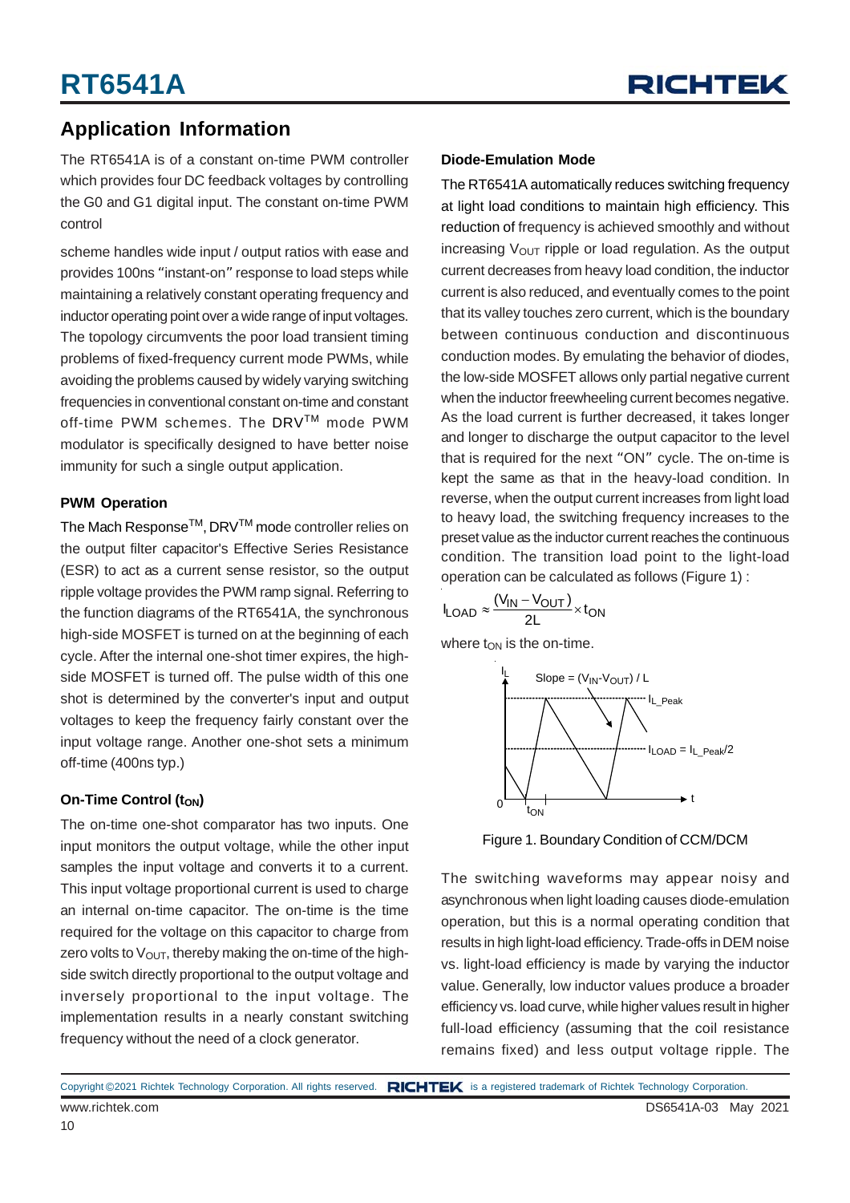## Application Information

The RT6541A is of a constant on-time PWM controller which provides four DC feedback voltages by controlling the G0 and G1 digital input. The constant on-time PWM control

scheme handles wide input / output ratios with ease and provides 100ns "instant-on" response to load steps while maintaining a relatively constant operating frequency and inductor operating point over a wide range of input voltages. The topology circumvents the poor load transient timing problems of fixed-frequency current mode PWMs, while avoiding the problems caused by widely varying switching frequencies in conventional constant on-time and constant off-time PWM schemes. The DRV™ mode PWM modulator is specifically designed to have better noise immunity for such a single output application.

### PWM Operation

The Mach Response™, DRV™ mode controller relies on the output filter capacitor's Effective Series Resistance (ESR) to act as a current sense resistor, so the output ripple voltage provides the PWM ramp signal. Referring to the function diagrams of the RT6541A, the synchronous high-side MOSFET is turned on at the beginning of each cycle. After the internal one-shot timer expires, the high-side MOSFET is turned off. The pulse width of this one shot is determined by the converter's input and output voltages to keep the frequency fairly constant over the input voltage range. Another one-shot sets a minimum off-time (400ns typ.)

### On-Time Control ($t_{ON}$)

The on-time one-shot comparator has two inputs. One input monitors the output voltage, while the other input samples the input voltage and converts it to a current. This input voltage proportional current is used to charge an internal on-time capacitor. The on-time is the time required for the voltage on this capacitor to charge from zero volts to $V_{OUT}$, thereby making the on-time of the high-side switch directly proportional to the output voltage and inversely proportional to the input voltage. The implementation results in a nearly constant switching frequency without the need of a clock generator.

### Diode-Emulation Mode

The RT6541A automatically reduces switching frequency at light load conditions to maintain high efficiency. This reduction of frequency is achieved smoothly and without increasing $V_{OUT}$ ripple or load regulation. As the output current decreases from heavy load condition, the inductor current is also reduced, and eventually comes to the point that its valley touches zero current, which is the boundary between continuous conduction and discontinuous conduction modes. By emulating the behavior of diodes, the low-side MOSFET allows only partial negative current when the inductor freewheeling current becomes negative. As the load current is further decreased, it takes longer and longer to discharge the output capacitor to the level that is required for the next "ON" cycle. The on-time is kept the same as that in the heavy-load condition. In reverse, when the output current increases from light load to heavy load, the switching frequency increases to the preset value as the inductor current reaches the continuous condition. The transition load point to the light-load operation can be calculated as follows (Figure 1) :

$$I_{LOAD} \approx \frac{(V_{IN} - V_{OUT})}{2L} \times t_{ON}$$

where $t_{ON}$ is the on-time.

$I_L$

Slope = $(V_{IN}-V_{OUT})$ / L

$I_{L\_Peak}$

$I_{LOAD} = I_{L\_Peak}/2$

0

$t_{ON}$

t

Figure 1. Boundary Condition of CCM/DCM

The switching waveforms may appear noisy and asynchronous when light loading causes diode-emulation operation, but this is a normal operating condition that results in high light-load efficiency. Trade-offs in DEM noise vs. light-load efficiency is made by varying the inductor value. Generally, low inductor values produce a broader efficiency vs. load curve, while higher values result in higher full-load efficiency (assuming that the coil resistance remains fixed) and less output voltage ripple. The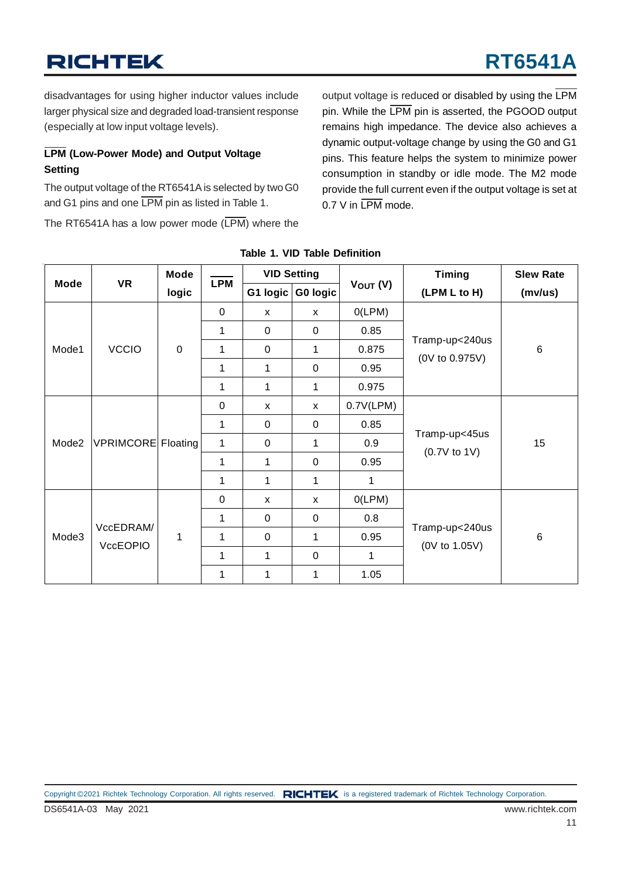disadvantages for using higher inductor values include larger physical size and degraded load-transient response (especially at low input voltage levels).

### $\overline{LPM}$ (Low-Power Mode) and Output Voltage Setting

The output voltage of the RT6541A is selected by two G0 and G1 pins and one $\overline{LPM}$ pin as listed in Table 1.

The RT6541A has a low power mode ($\overline{LPM}$) where the output voltage is reduced or disabled by using the $\overline{LPM}$ pin. While the $\overline{LPM}$ pin is asserted, the PGOOD output remains high impedance. The device also achieves a dynamic output-voltage change by using the G0 and G1 pins. This feature helps the system to minimize power consumption in standby or idle mode. The M2 mode provide the full current even if the output voltage is set at 0.7 V in $\overline{LPM}$ mode.

**Table 1. VID Table Definition**

| Mode | VR | Mode logic | $\overline{LPM}$ | VID Setting | | $V_{OUT}$ (V) | Timing (LPM L to H) | Slew Rate (mv/us) |
|---|---|---|---|---|---|---|---|---|
| | | | | G1 logic | G0 logic | | | |
| Mode1 | VCCIO | 0 | 0 | x | x | 0(LPM) | Tramp-up<240us (0V to 0.975V) | 6 |
| | | | 1 | 0 | 0 | 0.85 | | |
| | | | 1 | 0 | 1 | 0.875 | | |
| | | | 1 | 1 | 0 | 0.95 | | |
| | | | 1 | 1 | 1 | 0.975 | | |
| Mode2 | VPRIMCORE | Floating | 0 | x | x | 0.7V(LPM) | Tramp-up<45us (0.7V to 1V) | 15 |
| | | | 1 | 0 | 0 | 0.85 | | |
| | | | 1 | 0 | 1 | 0.9 | | |
| | | | 1 | 1 | 0 | 0.95 | | |
| | | | 1 | 1 | 1 | 1 | | |
| Mode3 | VccEDRAM/ VccEOPIO | 1 | 0 | x | x | 0(LPM) | Tramp-up<240us (0V to 1.05V) | 6 |
| | | | 1 | 0 | 0 | 0.8 | | |
| | | | 1 | 0 | 1 | 0.95 | | |
| | | | 1 | 1 | 0 | 1 | | |
| | | | 1 | 1 | 1 | 1.05 | | |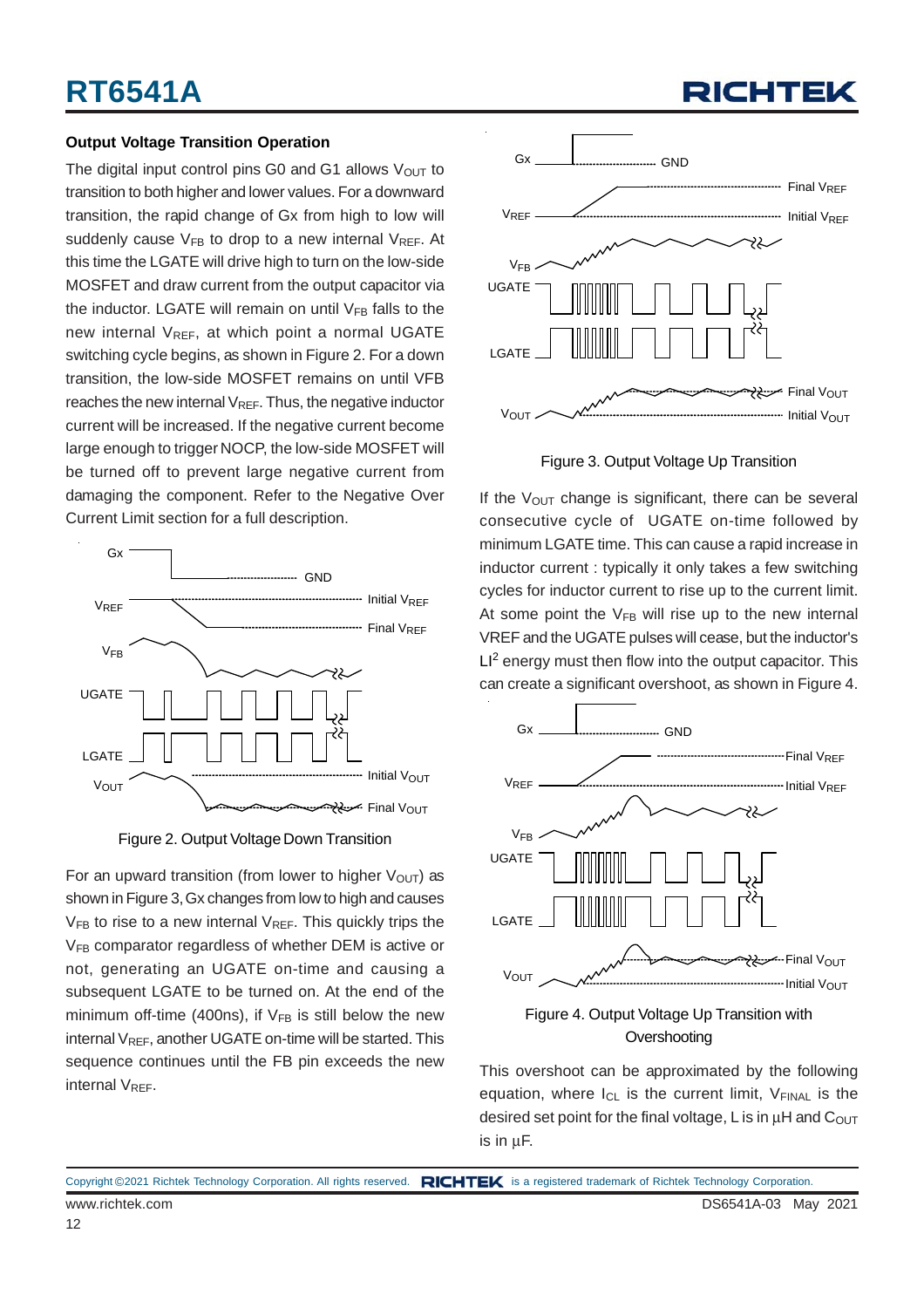### Output Voltage Transition Operation

The digital input control pins G0 and G1 allows $V_{OUT}$ to transition to both higher and lower values. For a downward transition, the rapid change of Gx from high to low will suddenly cause $V_{FB}$ to drop to a new internal $V_{REF}$. At this time the LGATE will drive high to turn on the low-side MOSFET and draw current from the output capacitor via the inductor. LGATE will remain on until $V_{FB}$ falls to the new internal $V_{REF}$, at which point a normal UGATE switching cycle begins, as shown in Figure 2. For a down transition, the low-side MOSFET remains on until VFB reaches the new internal $V_{REF}$. Thus, the negative inductor current will be increased. If the negative current become large enough to trigger NOCP, the low-side MOSFET will be turned off to prevent large negative current from damaging the component. Refer to the Negative Over Current Limit section for a full description.

Gx
GND
$V_{REF}$
Initial $V_{REF}$
Final $V_{REF}$
$V_{FB}$
UGATE
LGATE
$V_{OUT}$
Initial $V_{OUT}$
Final $V_{OUT}$

Figure 2. Output Voltage Down Transition

For an upward transition (from lower to higher $V_{OUT}$) as shown in Figure 3, Gx changes from low to high and causes $V_{FB}$ to rise to a new internal $V_{REF}$. This quickly trips the $V_{FB}$ comparator regardless of whether DEM is active or not, generating an UGATE on-time and causing a subsequent LGATE to be turned on. At the end of the minimum off-time (400ns), if $V_{FB}$ is still below the new internal $V_{REF}$, another UGATE on-time will be started. This sequence continues until the FB pin exceeds the new internal $V_{REF}$.

Gx
GND
$V_{REF}$
Final $V_{REF}$
Initial $V_{REF}$
$V_{FB}$
UGATE
LGATE
$V_{OUT}$
Final $V_{OUT}$
Initial $V_{OUT}$

Figure 3. Output Voltage Up Transition

If the $V_{OUT}$ change is significant, there can be several consecutive cycle of UGATE on-time followed by minimum LGATE time. This can cause a rapid increase in inductor current : typically it only takes a few switching cycles for inductor current to rise up to the current limit. At some point the $V_{FB}$ will rise up to the new internal VREF and the UGATE pulses will cease, but the inductor's $LI^2$ energy must then flow into the output capacitor. This can create a significant overshoot, as shown in Figure 4.

Gx
GND
$V_{REF}$
Final $V_{REF}$
Initial $V_{REF}$
$V_{FB}$
UGATE
LGATE
$V_{OUT}$
Final $V_{OUT}$
Initial $V_{OUT}$

Figure 4. Output Voltage Up Transition with Overshooting

This overshoot can be approximated by the following equation, where $I_{CL}$ is the current limit, $V_{FINAL}$ is the desired set point for the final voltage, L is in µH and $C_{OUT}$ is in µF.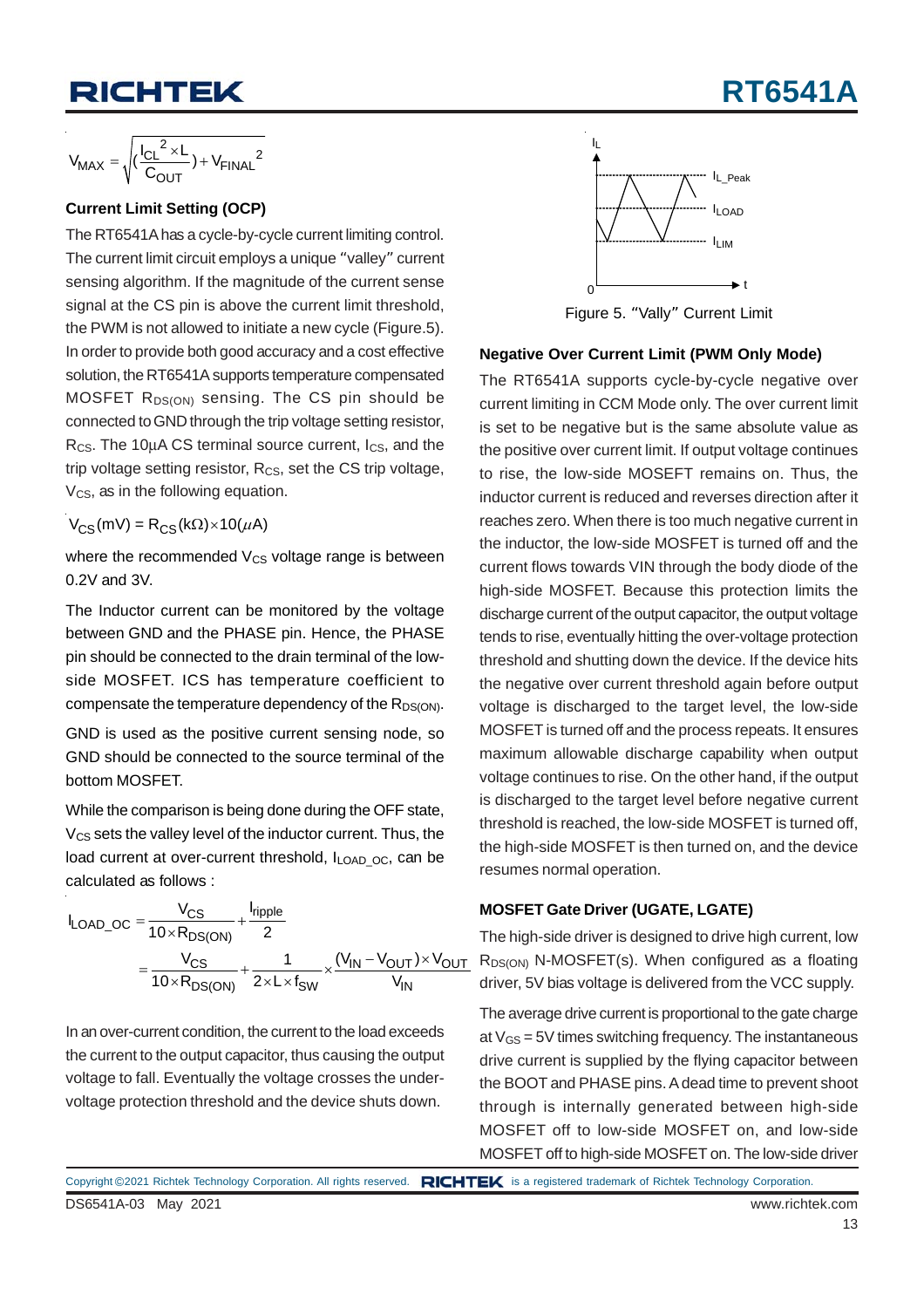$$V_{MAX} = \sqrt{\left(\frac{I_{CL}^{2} \times L}{C_{OUT}}\right) + V_{FINAL}^{2}}$$

### Current Limit Setting (OCP)

The RT6541A has a cycle-by-cycle current limiting control. The current limit circuit employs a unique "valley" current sensing algorithm. If the magnitude of the current sense signal at the CS pin is above the current limit threshold, the PWM is not allowed to initiate a new cycle (Figure.5). In order to provide both good accuracy and a cost effective solution, the RT6541A supports temperature compensated MOSFET $R_{DS(ON)}$ sensing. The CS pin should be connected to GND through the trip voltage setting resistor, $R_{CS}$. The 10μA CS terminal source current, $I_{CS}$, and the trip voltage setting resistor, $R_{CS}$, set the CS trip voltage, $V_{CS}$, as in the following equation.

$$V_{CS}(mV) = R_{CS}(k\Omega) \times 10(\mu A)$$

where the recommended $V_{CS}$ voltage range is between 0.2V and 3V.

The Inductor current can be monitored by the voltage between GND and the PHASE pin. Hence, the PHASE pin should be connected to the drain terminal of the low-side MOSFET. ICS has temperature coefficient to compensate the temperature dependency of the $R_{DS(ON)}$.

GND is used as the positive current sensing node, so GND should be connected to the source terminal of the bottom MOSFET.

While the comparison is being done during the OFF state, $V_{CS}$ sets the valley level of the inductor current. Thus, the load current at over-current threshold, $I_{LOAD\_OC}$, can be calculated as follows :

$$I_{LOAD\_OC} = \frac{V_{CS}}{10 \times R_{DS(ON)}} + \frac{I_{ripple}}{2}$$

$$= \frac{V_{CS}}{10 \times R_{DS(ON)}} + \frac{1}{2 \times L \times f_{SW}} \times \frac{(V_{IN} - V_{OUT}) \times V_{OUT}}{V_{IN}}$$

In an over-current condition, the current to the load exceeds the current to the output capacitor, thus causing the output voltage to fall. Eventually the voltage crosses the under-voltage protection threshold and the device shuts down.

Figure 5. "Vally" Current Limit

### Negative Over Current Limit (PWM Only Mode)

The RT6541A supports cycle-by-cycle negative over current limiting in CCM Mode only. The over current limit is set to be negative but is the same absolute value as the positive over current limit. If output voltage continues to rise, the low-side MOSEFT remains on. Thus, the inductor current is reduced and reverses direction after it reaches zero. When there is too much negative current in the inductor, the low-side MOSFET is turned off and the current flows towards VIN through the body diode of the high-side MOSFET. Because this protection limits the discharge current of the output capacitor, the output voltage tends to rise, eventually hitting the over-voltage protection threshold and shutting down the device. If the device hits the negative over current threshold again before output voltage is discharged to the target level, the low-side MOSFET is turned off and the process repeats. It ensures maximum allowable discharge capability when output voltage continues to rise. On the other hand, if the output is discharged to the target level before negative current threshold is reached, the low-side MOSFET is turned off, the high-side MOSFET is then turned on, and the device resumes normal operation.

### MOSFET Gate Driver (UGATE, LGATE)

The high-side driver is designed to drive high current, low $R_{DS(ON)}$ N-MOSFET(s). When configured as a floating driver, 5V bias voltage is delivered from the VCC supply.

The average drive current is proportional to the gate charge at $V_{GS}$ = 5V times switching frequency. The instantaneous drive current is supplied by the flying capacitor between the BOOT and PHASE pins. A dead time to prevent shoot through is internally generated between high-side MOSFET off to low-side MOSFET on, and low-side MOSFET off to high-side MOSFET on. The low-side driver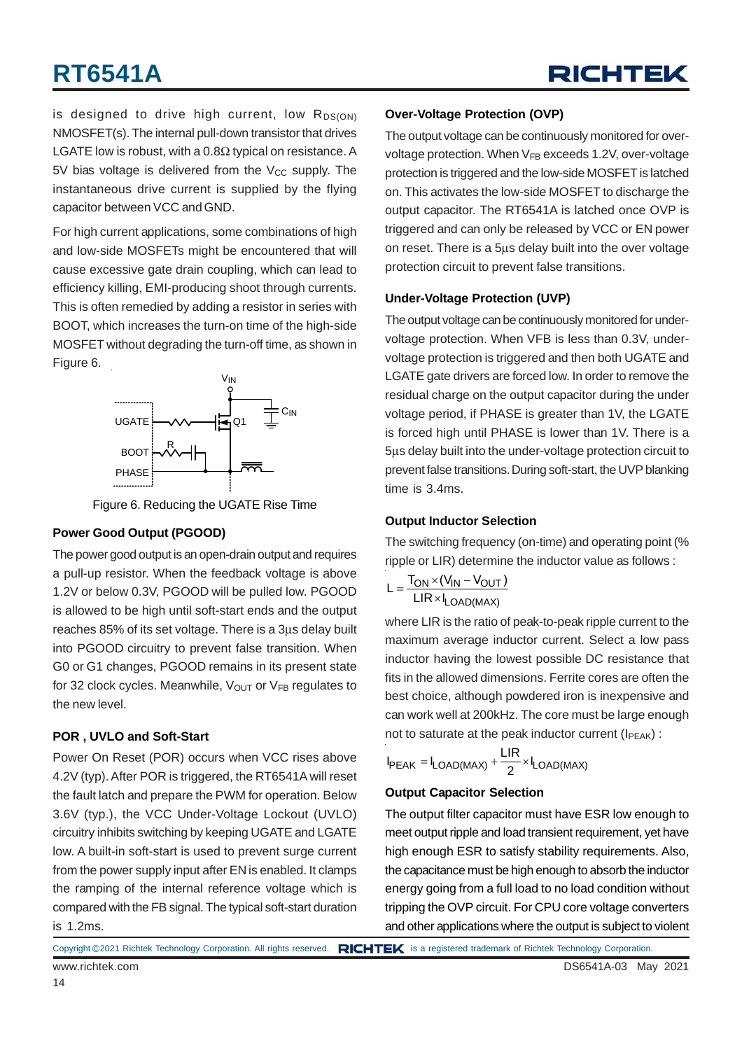is designed to drive high current, low $R_{DS(ON)}$ NMOSFET(s). The internal pull-down transistor that drives LGATE low is robust, with a 0.8Ω typical on resistance. A 5V bias voltage is delivered from the $V_{CC}$ supply. The instantaneous drive current is supplied by the flying capacitor between VCC and GND.

For high current applications, some combinations of high and low-side MOSFETs might be encountered that will cause excessive gate drain coupling, which can lead to efficiency killing, EMI-producing shoot through currents. This is often remedied by adding a resistor in series with BOOT, which increases the turn-on time of the high-side MOSFET without degrading the turn-off time, as shown in Figure 6.

VIN
CIN
UGATE
Q1
BOOT
R
PHASE

Figure 6. Reducing the UGATE Rise Time

### Power Good Output (PGOOD)

The power good output is an open-drain output and requires a pull-up resistor. When the feedback voltage is above 1.2V or below 0.3V, PGOOD will be pulled low. PGOOD is allowed to be high until soft-start ends and the output reaches 85% of its set voltage. There is a 3μs delay built into PGOOD circuitry to prevent false transition. When G0 or G1 changes, PGOOD remains in its present state for 32 clock cycles. Meanwhile, $V_{OUT}$ or $V_{FB}$ regulates to the new level.

### POR , UVLO and Soft-Start

Power On Reset (POR) occurs when VCC rises above 4.2V (typ). After POR is triggered, the RT6541A will reset the fault latch and prepare the PWM for operation. Below 3.6V (typ.), the VCC Under-Voltage Lockout (UVLO) circuitry inhibits switching by keeping UGATE and LGATE low. A built-in soft-start is used to prevent surge current from the power supply input after EN is enabled. It clamps the ramping of the internal reference voltage which is compared with the FB signal. The typical soft-start duration is 1.2ms.

### Over-Voltage Protection (OVP)

The output voltage can be continuously monitored for over-voltage protection. When $V_{FB}$ exceeds 1.2V, over-voltage protection is triggered and the low-side MOSFET is latched on. This activates the low-side MOSFET to discharge the output capacitor. The RT6541A is latched once OVP is triggered and can only be released by VCC or EN power on reset. There is a 5μs delay built into the over voltage protection circuit to prevent false transitions.

### Under-Voltage Protection (UVP)

The output voltage can be continuously monitored for under-voltage protection. When VFB is less than 0.3V, under-voltage protection is triggered and then both UGATE and LGATE gate drivers are forced low. In order to remove the residual charge on the output capacitor during the under voltage period, if PHASE is greater than 1V, the LGATE is forced high until PHASE is lower than 1V. There is a 5μs delay built into the under-voltage protection circuit to prevent false transitions. During soft-start, the UVP blanking time is 3.4ms.

### Output Inductor Selection

The switching frequency (on-time) and operating point (% ripple or LIR) determine the inductor value as follows :

$$L = \frac{T_{ON} \times (V_{IN} - V_{OUT})}{LIR \times I_{LOAD(MAX)}}$$

where LIR is the ratio of peak-to-peak ripple current to the maximum average inductor current. Select a low pass inductor having the lowest possible DC resistance that fits in the allowed dimensions. Ferrite cores are often the best choice, although powdered iron is inexpensive and can work well at 200kHz. The core must be large enough not to saturate at the peak inductor current ($I_{PEAK}$) :

$$I_{PEAK} = I_{LOAD(MAX)} + \frac{LIR}{2} \times I_{LOAD(MAX)}$$

### Output Capacitor Selection

The output filter capacitor must have ESR low enough to meet output ripple and load transient requirement, yet have high enough ESR to satisfy stability requirements. Also, the capacitance must be high enough to absorb the inductor energy going from a full load to no load condition without tripping the OVP circuit. For CPU core voltage converters and other applications where the output is subject to violent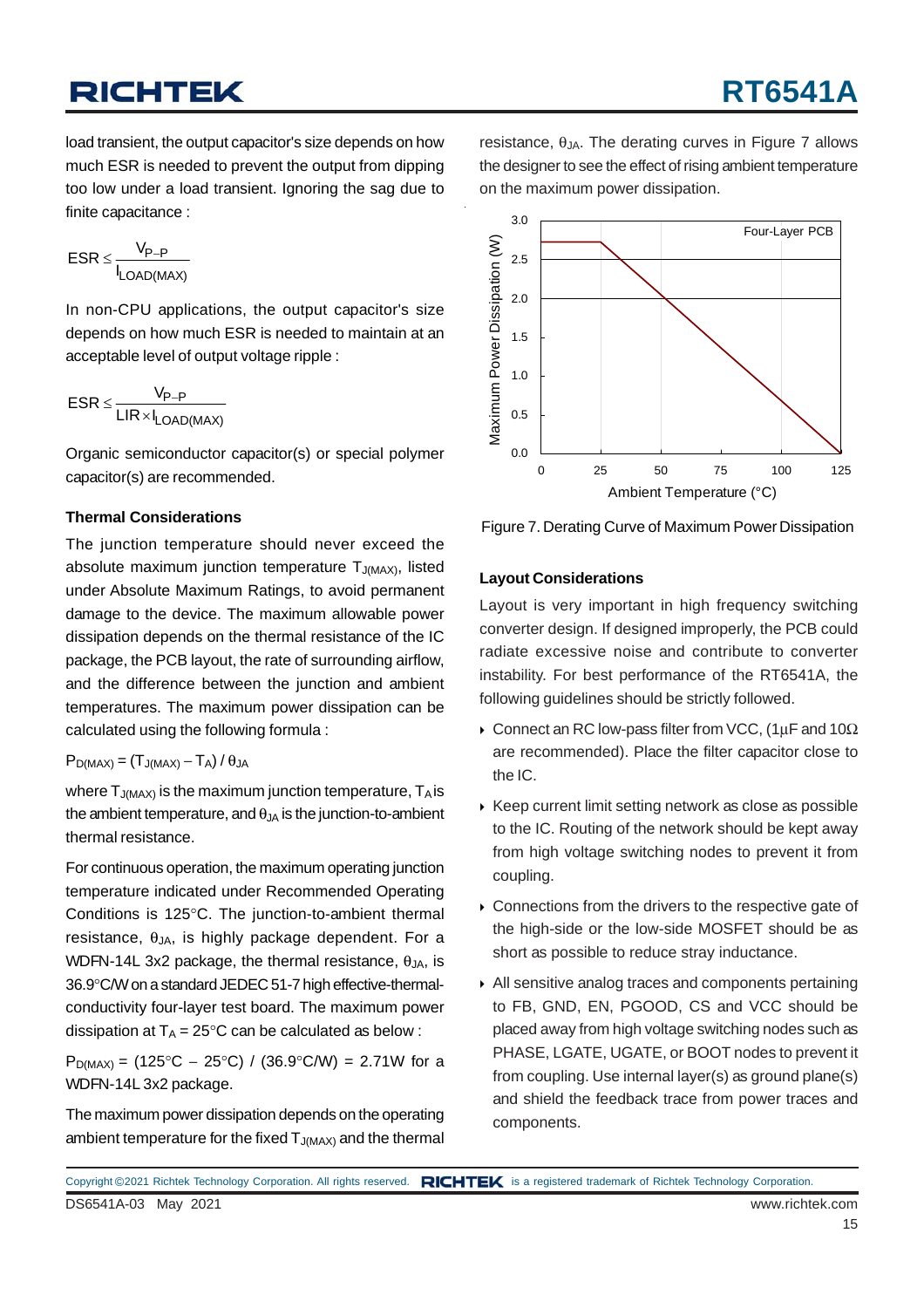load transient, the output capacitor's size depends on how much ESR is needed to prevent the output from dipping too low under a load transient. Ignoring the sag due to finite capacitance :

$$ESR \leq \frac{V_{P-P}}{I_{LOAD(MAX)}}$$

In non-CPU applications, the output capacitor's size depends on how much ESR is needed to maintain at an acceptable level of output voltage ripple :

$$ESR \leq \frac{V_{P-P}}{LIR \times I_{LOAD(MAX)}}$$

Organic semiconductor capacitor(s) or special polymer capacitor(s) are recommended.

### Thermal Considerations

The junction temperature should never exceed the absolute maximum junction temperature $T_{J(MAX)}$, listed under Absolute Maximum Ratings, to avoid permanent damage to the device. The maximum allowable power dissipation depends on the thermal resistance of the IC package, the PCB layout, the rate of surrounding airflow, and the difference between the junction and ambient temperatures. The maximum power dissipation can be calculated using the following formula :

$$P_{D(MAX)} = (T_{J(MAX)} - T_A) / \theta_{JA}$$

where $T_{J(MAX)}$ is the maximum junction temperature, $T_A$ is the ambient temperature, and $\theta_{JA}$ is the junction-to-ambient thermal resistance.

For continuous operation, the maximum operating junction temperature indicated under Recommended Operating Conditions is 125°C. The junction-to-ambient thermal resistance, $\theta_{JA}$, is highly package dependent. For a WDFN-14L 3x2 package, the thermal resistance, $\theta_{JA}$, is 36.9°C/W on a standard JEDEC 51-7 high effective-thermal-conductivity four-layer test board. The maximum power dissipation at $T_A$ = 25°C can be calculated as below :

$P_{D(MAX)}$ = (125°C − 25°C) / (36.9°C/W) = 2.71W for a WDFN-14L 3x2 package.

The maximum power dissipation depends on the operating ambient temperature for the fixed $T_{J(MAX)}$ and the thermal resistance, $\theta_{JA}$. The derating curves in Figure 7 allows the designer to see the effect of rising ambient temperature on the maximum power dissipation.

Four-Layer PCB

Maximum Power Dissipation (W)

3.0
2.5
2.0
1.5
1.0
0.5
0.0

0 25 50 75 100 125

Ambient Temperature (°C)

Figure 7. Derating Curve of Maximum Power Dissipation

### Layout Considerations

Layout is very important in high frequency switching converter design. If designed improperly, the PCB could radiate excessive noise and contribute to converter instability. For best performance of the RT6541A, the following guidelines should be strictly followed.

- Connect an RC low-pass filter from VCC, (1μF and 10Ω are recommended). Place the filter capacitor close to the IC.
- Keep current limit setting network as close as possible to the IC. Routing of the network should be kept away from high voltage switching nodes to prevent it from coupling.
- Connections from the drivers to the respective gate of the high-side or the low-side MOSFET should be as short as possible to reduce stray inductance.
- All sensitive analog traces and components pertaining to FB, GND, EN, PGOOD, CS and VCC should be placed away from high voltage switching nodes such as PHASE, LGATE, UGATE, or BOOT nodes to prevent it from coupling. Use internal layer(s) as ground plane(s) and shield the feedback trace from power traces and components.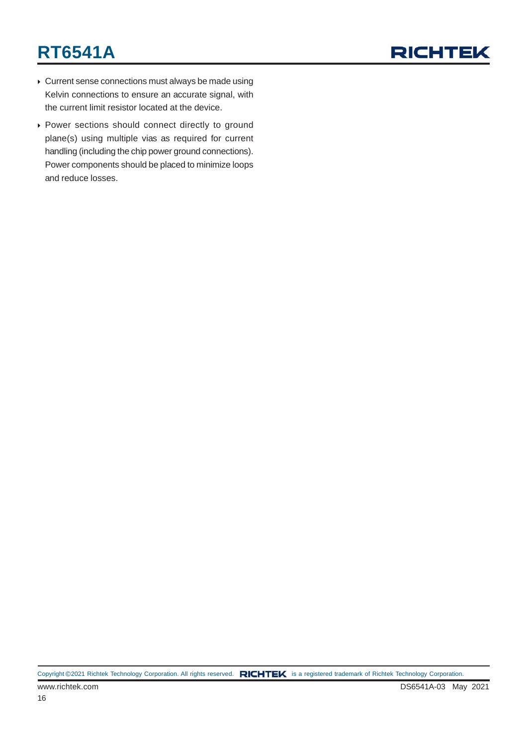- Current sense connections must always be made using Kelvin connections to ensure an accurate signal, with the current limit resistor located at the device.
- Power sections should connect directly to ground plane(s) using multiple vias as required for current handling (including the chip power ground connections). Power components should be placed to minimize loops and reduce losses.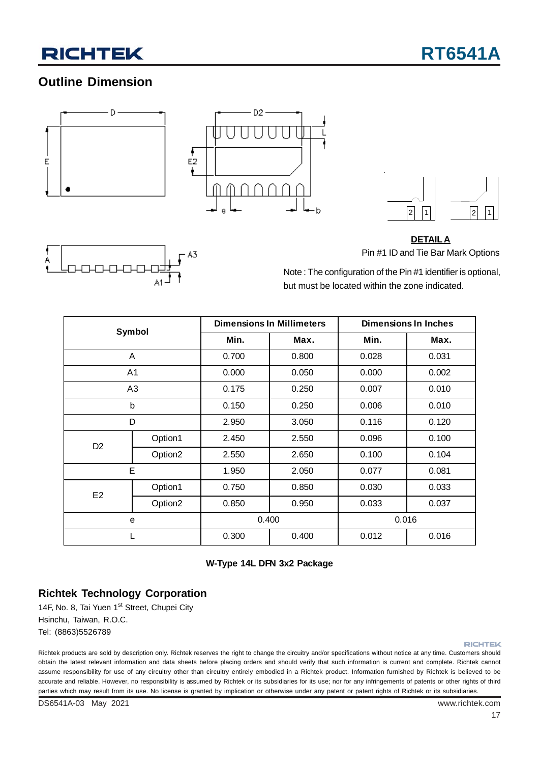## Outline Dimension

D

E

D2

E2

L

e

b

2 1

2 1

A

A3

A1

**DETAIL A**

Pin #1 ID and Tie Bar Mark Options

Note : The configuration of the Pin #1 identifier is optional, but must be located within the zone indicated.

| Symbol | | Dimensions In Millimeters | | Dimensions In Inches | |
|---|---|---|---|---|---|
| | | Min. | Max. | Min. | Max. |
| A | | 0.700 | 0.800 | 0.028 | 0.031 |
| A1 | | 0.000 | 0.050 | 0.000 | 0.002 |
| A3 | | 0.175 | 0.250 | 0.007 | 0.010 |
| b | | 0.150 | 0.250 | 0.006 | 0.010 |
| D | | 2.950 | 3.050 | 0.116 | 0.120 |
| D2 | Option1 | 2.450 | 2.550 | 0.096 | 0.100 |
| | Option2 | 2.550 | 2.650 | 0.100 | 0.104 |
| E | | 1.950 | 2.050 | 0.077 | 0.081 |
| E2 | Option1 | 0.750 | 0.850 | 0.030 | 0.033 |
| | Option2 | 0.850 | 0.950 | 0.033 | 0.037 |
| e | | 0.400 | | 0.016 | |
| L | | 0.300 | 0.400 | 0.012 | 0.016 |

**W-Type 14L DFN 3x2 Package**

### Richtek Technology Corporation

14F, No. 8, Tai Yuen 1st Street, Chupei City
Hsinchu, Taiwan, R.O.C.
Tel: (8863)5526789

Richtek products are sold by description only. Richtek reserves the right to change the circuitry and/or specifications without notice at any time. Customers should obtain the latest relevant information and data sheets before placing orders and should verify that such information is current and complete. Richtek cannot assume responsibility for use of any circuitry other than circuitry entirely embodied in a Richtek product. Information furnished by Richtek is believed to be accurate and reliable. However, no responsibility is assumed by Richtek or its subsidiaries for its use; nor for any infringements of patents or other rights of third parties which may result from its use. No license is granted by implication or otherwise under any patent or patent rights of Richtek or its subsidiaries.